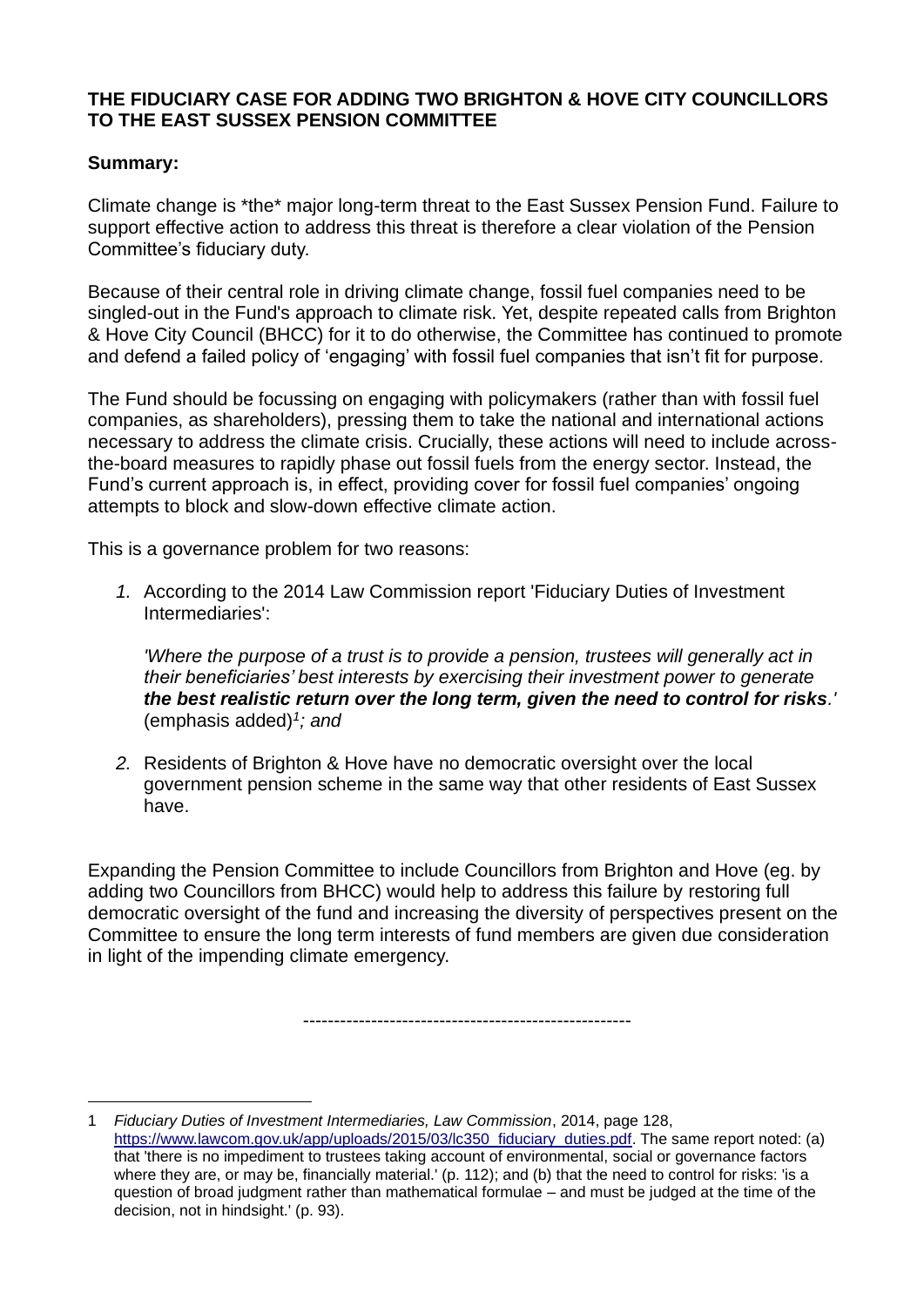**THE FIDUCIARY CASE FOR ADDING TWO BRIGHTON & HOVE CITY COUNCILLORS TO THE EAST SUSSEX PENSION COMMITTEE**

**Summary:**

Climate change is *the* major long-term threat to the East Sussex Pension Fund. Failure to support effective action to address this threat is therefore a clear violation of the Pension Committee's fiduciary duty.

Because of their central role in driving climate change, fossil fuel companies need to be singled-out in the Fund's approach to climate risk. Yet, despite repeated calls from Brighton & Hove City Council (BHCC) for it to do otherwise, the Committee has continued to promote and defend a failed policy of 'engaging' with fossil fuel companies that isn't fit for purpose.

The Fund should be focussing on engaging with policymakers (rather than with fossil fuel companies, as shareholders), pressing them to take the national and international actions necessary to address the climate crisis. Crucially, these actions will need to include across-the-board measures to rapidly phase out fossil fuels from the energy sector. Instead, the Fund's current approach is, in effect, providing cover for fossil fuel companies' ongoing attempts to block and slow-down effective climate action.

This is a governance problem for two reasons:

1. According to the 2014 Law Commission report 'Fiduciary Duties of Investment Intermediaries':

   *'Where the purpose of a trust is to provide a pension, trustees will generally act in their beneficiaries' best interests by exercising their investment power to generate **the best realistic return over the long term, given the need to control for risks**.'* (emphasis added)[1]*; and*

2. Residents of Brighton & Hove have no democratic oversight over the local government pension scheme in the same way that other residents of East Sussex have.

Expanding the Pension Committee to include Councillors from Brighton and Hove (eg. by adding two Councillors from BHCC) would help to address this failure by restoring full democratic oversight of the fund and increasing the diversity of perspectives present on the Committee to ensure the long term interests of fund members are given due consideration in light of the impending climate emergency.

-----------------------------------------------------

1 *Fiduciary Duties of Investment Intermediaries, Law Commission*, 2014, page 128, https://www.lawcom.gov.uk/app/uploads/2015/03/lc350_fiduciary_duties.pdf. The same report noted: (a) that 'there is no impediment to trustees taking account of environmental, social or governance factors where they are, or may be, financially material.' (p. 112); and (b) that the need to control for risks: 'is a question of broad judgment rather than mathematical formulae – and must be judged at the time of the decision, not in hindsight.' (p. 93).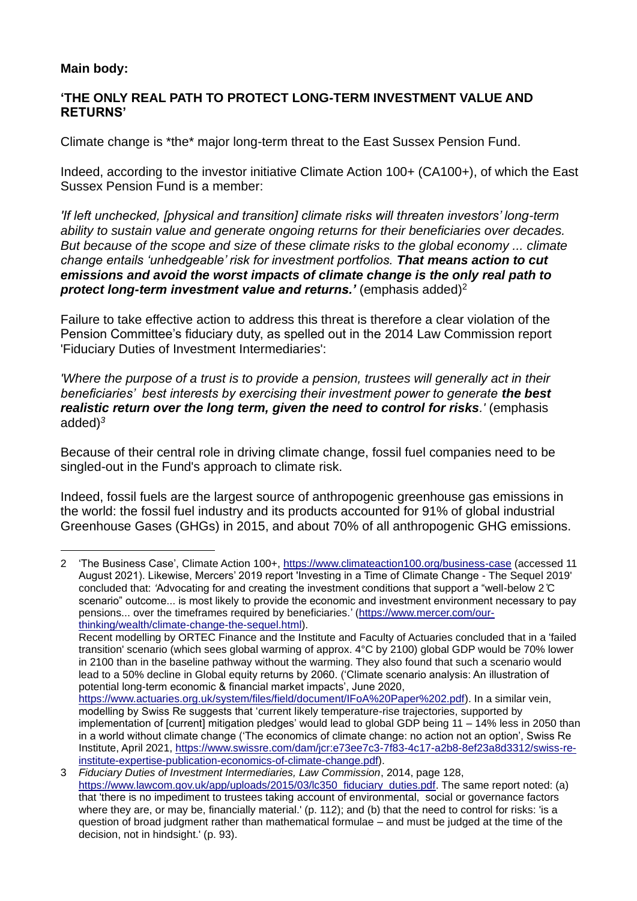**Main body:**

## 'THE ONLY REAL PATH TO PROTECT LONG-TERM INVESTMENT VALUE AND RETURNS'

Climate change is \*the\* major long-term threat to the East Sussex Pension Fund.

Indeed, according to the investor initiative Climate Action 100+ (CA100+), of which the East Sussex Pension Fund is a member:

*'If left unchecked, [physical and transition] climate risks will threaten investors' long-term ability to sustain value and generate ongoing returns for their beneficiaries over decades. But because of the scope and size of these climate risks to the global economy ... climate change entails 'unhedgeable' risk for investment portfolios.* ***That means action to cut emissions and avoid the worst impacts of climate change is the only real path to protect long-term investment value and returns.'*** (emphasis added)[2]

Failure to take effective action to address this threat is therefore a clear violation of the Pension Committee's fiduciary duty, as spelled out in the 2014 Law Commission report 'Fiduciary Duties of Investment Intermediaries':

*'Where the purpose of a trust is to provide a pension, trustees will generally act in their beneficiaries' best interests by exercising their investment power to generate* ***the best realistic return over the long term, given the need to control for risks****.'* (emphasis added)[3]

Because of their central role in driving climate change, fossil fuel companies need to be singled-out in the Fund's approach to climate risk.

Indeed, fossil fuels are the largest source of anthropogenic greenhouse gas emissions in the world: the fossil fuel industry and its products accounted for 91% of global industrial Greenhouse Gases (GHGs) in 2015, and about 70% of all anthropogenic GHG emissions.

---

2 'The Business Case', Climate Action 100+, https://www.climateaction100.org/business-case (accessed 11 August 2021). Likewise, Mercers' 2019 report 'Investing in a Time of Climate Change - The Sequel 2019' concluded that: *'*Advocating for and creating the investment conditions that support a "well-below 2℃ scenario" outcome... is most likely to provide the economic and investment environment necessary to pay pensions... over the timeframes required by beneficiaries.' (https://www.mercer.com/our-thinking/wealth/climate-change-the-sequel.html).
Recent modelling by ORTEC Finance and the Institute and Faculty of Actuaries concluded that in a 'failed transition' scenario (which sees global warming of approx. 4°C by 2100) global GDP would be 70% lower in 2100 than in the baseline pathway without the warming. They also found that such a scenario would lead to a 50% decline in Global equity returns by 2060. ('Climate scenario analysis: An illustration of potential long-term economic & financial market impacts', June 2020, https://www.actuaries.org.uk/system/files/field/document/IFoA%20Paper%202.pdf). In a similar vein, modelling by Swiss Re suggests that 'current likely temperature-rise trajectories, supported by implementation of [current] mitigation pledges' would lead to global GDP being 11 – 14% less in 2050 than in a world without climate change ('The economics of climate change: no action not an option', Swiss Re Institute, April 2021, https://www.swissre.com/dam/jcr:e73ee7c3-7f83-4c17-a2b8-8ef23a8d3312/swiss-re-institute-expertise-publication-economics-of-climate-change.pdf).

3 *Fiduciary Duties of Investment Intermediaries, Law Commission*, 2014, page 128, https://www.lawcom.gov.uk/app/uploads/2015/03/lc350_fiduciary_duties.pdf. The same report noted: (a) that 'there is no impediment to trustees taking account of environmental, social or governance factors where they are, or may be, financially material.' (p. 112); and (b) that the need to control for risks: 'is a question of broad judgment rather than mathematical formulae – and must be judged at the time of the decision, not in hindsight.' (p. 93).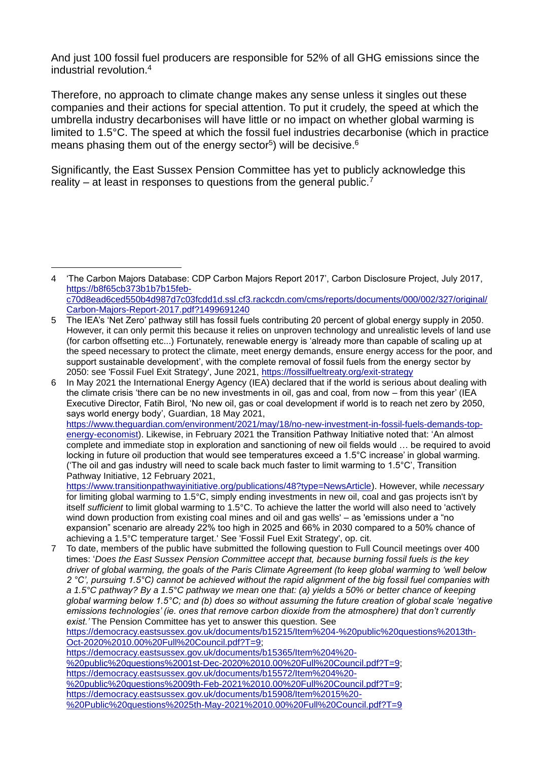And just 100 fossil fuel producers are responsible for 52% of all GHG emissions since the industrial revolution.[4]

Therefore, no approach to climate change makes any sense unless it singles out these companies and their actions for special attention. To put it crudely, the speed at which the umbrella industry decarbonises will have little or no impact on whether global warming is limited to 1.5°C. The speed at which the fossil fuel industries decarbonise (which in practice means phasing them out of the energy sector[5]) will be decisive.[6]

Significantly, the East Sussex Pension Committee has yet to publicly acknowledge this reality – at least in responses to questions from the general public.[7]

---

4 'The Carbon Majors Database: CDP Carbon Majors Report 2017', Carbon Disclosure Project, July 2017, https://b8f65cb373b1b7b15feb-c70d8ead6ced550b4d987d7c03fcdd1d.ssl.cf3.rackcdn.com/cms/reports/documents/000/002/327/original/Carbon-Majors-Report-2017.pdf?1499691240

5 The IEA's 'Net Zero' pathway still has fossil fuels contributing 20 percent of global energy supply in 2050. However, it can only permit this because it relies on unproven technology and unrealistic levels of land use (for carbon offsetting etc...) Fortunately, renewable energy is 'already more than capable of scaling up at the speed necessary to protect the climate, meet energy demands, ensure energy access for the poor, and support sustainable development', with the complete removal of fossil fuels from the energy sector by 2050: see 'Fossil Fuel Exit Strategy', June 2021, https://fossilfueltreaty.org/exit-strategy

6 In May 2021 the International Energy Agency (IEA) declared that if the world is serious about dealing with the climate crisis 'there can be no new investments in oil, gas and coal, from now – from this year' (IEA Executive Director, Fatih Birol, 'No new oil, gas or coal development if world is to reach net zero by 2050, says world energy body', Guardian, 18 May 2021, https://www.theguardian.com/environment/2021/may/18/no-new-investment-in-fossil-fuels-demands-top-energy-economist). Likewise, in February 2021 the Transition Pathway Initiative noted that: 'An almost complete and immediate stop in exploration and sanctioning of new oil fields would … be required to avoid locking in future oil production that would see temperatures exceed a 1.5°C increase' in global warming. ('The oil and gas industry will need to scale back much faster to limit warming to 1.5°C', Transition Pathway Initiative, 12 February 2021, https://www.transitionpathwayinitiative.org/publications/48?type=NewsArticle). However, while *necessary* for limiting global warming to 1.5°C, simply ending investments in new oil, coal and gas projects isn't by itself *sufficient* to limit global warming to 1.5°C. To achieve the latter the world will also need to 'actively wind down production from existing coal mines and oil and gas wells' – as 'emissions under a "no expansion" scenario are already 22% too high in 2025 and 66% in 2030 compared to a 50% chance of achieving a 1.5°C temperature target.' See 'Fossil Fuel Exit Strategy', op. cit.

7 To date, members of the public have submitted the following question to Full Council meetings over 400 times: '*Does the East Sussex Pension Committee accept that, because burning fossil fuels is the key driver of global warming, the goals of the Paris Climate Agreement (to keep global warming to 'well below 2 °C', pursuing 1.5°C) cannot be achieved without the rapid alignment of the big fossil fuel companies with a 1.5°C pathway? By a 1.5°C pathway we mean one that: (a) yields a 50% or better chance of keeping global warming below 1.5°C; and (b) does so without assuming the future creation of global scale 'negative emissions technologies' (ie. ones that remove carbon dioxide from the atmosphere) that don't currently exist.'* The Pension Committee has yet to answer this question. See https://democracy.eastsussex.gov.uk/documents/b15215/Item%204-%20public%20questions%2013th-Oct-2020%2010.00%20Full%20Council.pdf?T=9; https://democracy.eastsussex.gov.uk/documents/b15365/Item%204%20-%20public%20questions%2001st-Dec-2020%2010.00%20Full%20Council.pdf?T=9; https://democracy.eastsussex.gov.uk/documents/b15572/Item%204%20-%20public%20questions%2009th-Feb-2021%2010.00%20Full%20Council.pdf?T=9; https://democracy.eastsussex.gov.uk/documents/b15908/Item%2015%20-%20Public%20questions%2025th-May-2021%2010.00%20Full%20Council.pdf?T=9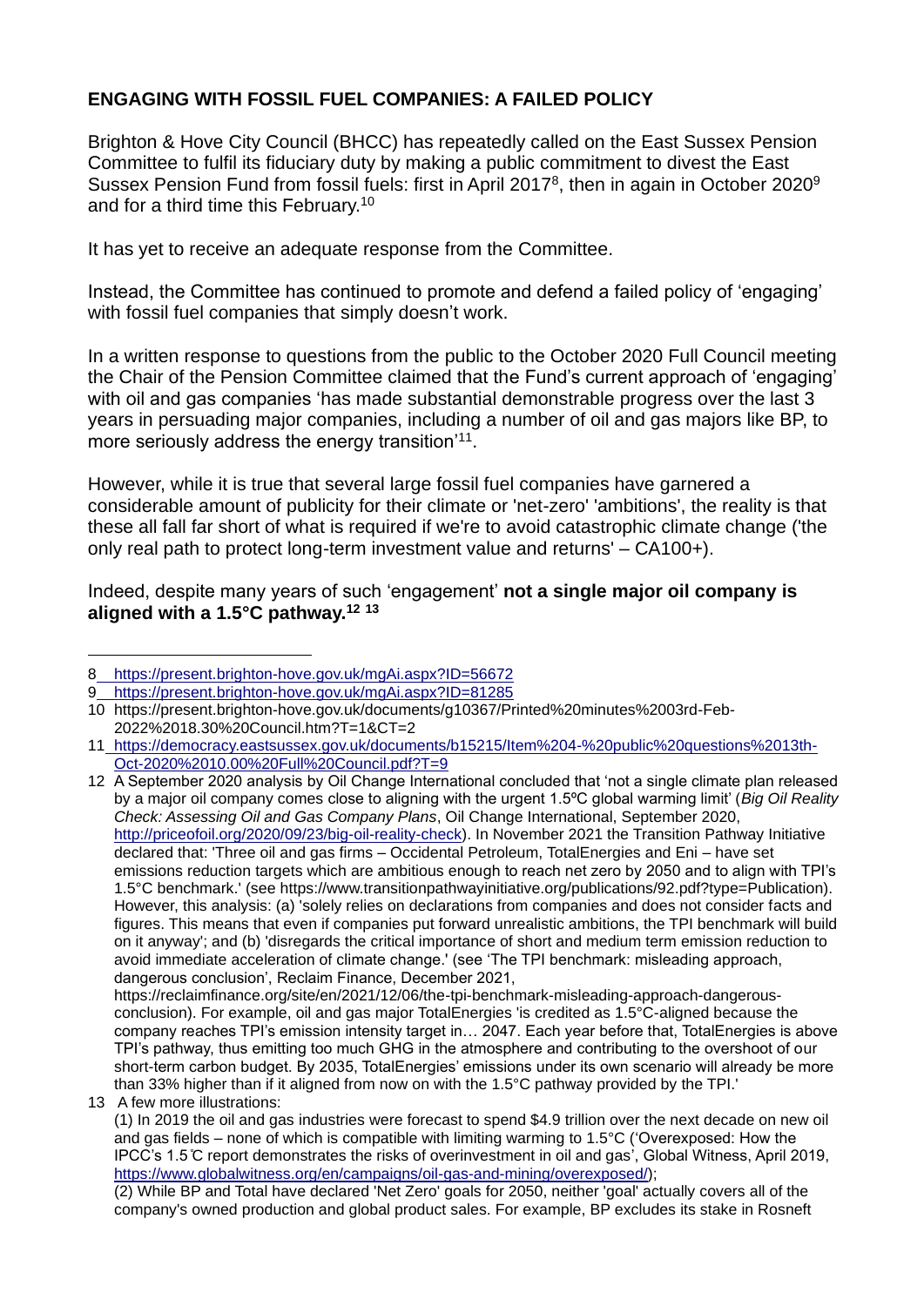## **ENGAGING WITH FOSSIL FUEL COMPANIES: A FAILED POLICY**

Brighton & Hove City Council (BHCC) has repeatedly called on the East Sussex Pension Committee to fulfil its fiduciary duty by making a public commitment to divest the East Sussex Pension Fund from fossil fuels: first in April 2017[8], then in again in October 2020[9] and for a third time this February.[10]

It has yet to receive an adequate response from the Committee.

Instead, the Committee has continued to promote and defend a failed policy of 'engaging' with fossil fuel companies that simply doesn't work.

In a written response to questions from the public to the October 2020 Full Council meeting the Chair of the Pension Committee claimed that the Fund's current approach of 'engaging' with oil and gas companies 'has made substantial demonstrable progress over the last 3 years in persuading major companies, including a number of oil and gas majors like BP, to more seriously address the energy transition'[11].

However, while it is true that several large fossil fuel companies have garnered a considerable amount of publicity for their climate or 'net-zero' 'ambitions', the reality is that these all fall far short of what is required if we're to avoid catastrophic climate change ('the only real path to protect long-term investment value and returns' – CA100+).

Indeed, despite many years of such 'engagement' **not a single major oil company is aligned with a 1.5°C pathway.[12] [13]**

---

8 https://present.brighton-hove.gov.uk/mgAi.aspx?ID=56672

9 https://present.brighton-hove.gov.uk/mgAi.aspx?ID=81285

10 https://present.brighton-hove.gov.uk/documents/g10367/Printed%20minutes%2003rd-Feb-2022%2018.30%20Council.htm?T=1&CT=2

11 https://democracy.eastsussex.gov.uk/documents/b15215/Item%204-%20public%20questions%2013th-Oct-2020%2010.00%20Full%20Council.pdf?T=9

12 A September 2020 analysis by Oil Change International concluded that 'not a single climate plan released by a major oil company comes close to aligning with the urgent 1.5ºC global warming limit' (*Big Oil Reality Check: Assessing Oil and Gas Company Plans*, Oil Change International, September 2020, http://priceofoil.org/2020/09/23/big-oil-reality-check). In November 2021 the Transition Pathway Initiative declared that: 'Three oil and gas firms – Occidental Petroleum, TotalEnergies and Eni – have set emissions reduction targets which are ambitious enough to reach net zero by 2050 and to align with TPI's 1.5°C benchmark.' (see https://www.transitionpathwayinitiative.org/publications/92.pdf?type=Publication). However, this analysis: (a) 'solely relies on declarations from companies and does not consider facts and figures. This means that even if companies put forward unrealistic ambitions, the TPI benchmark will build on it anyway'; and (b) 'disregards the critical importance of short and medium term emission reduction to avoid immediate acceleration of climate change.' (see 'The TPI benchmark: misleading approach, dangerous conclusion', Reclaim Finance, December 2021, https://reclaimfinance.org/site/en/2021/12/06/the-tpi-benchmark-misleading-approach-dangerous-conclusion). For example, oil and gas major TotalEnergies 'is credited as 1.5°C-aligned because the company reaches TPI's emission intensity target in… 2047. Each year before that, TotalEnergies is above TPI's pathway, thus emitting too much GHG in the atmosphere and contributing to the overshoot of our short-term carbon budget. By 2035, TotalEnergies' emissions under its own scenario will already be more than 33% higher than if it aligned from now on with the 1.5°C pathway provided by the TPI.'

13 A few more illustrations:

(1) In 2019 the oil and gas industries were forecast to spend $4.9 trillion over the next decade on new oil and gas fields – none of which is compatible with limiting warming to 1.5°C ('Overexposed: How the IPCC's 1.5℃ report demonstrates the risks of overinvestment in oil and gas', Global Witness, April 2019, https://www.globalwitness.org/en/campaigns/oil-gas-and-mining/overexposed/);

(2) While BP and Total have declared 'Net Zero' goals for 2050, neither 'goal' actually covers all of the company's owned production and global product sales. For example, BP excludes its stake in Rosneft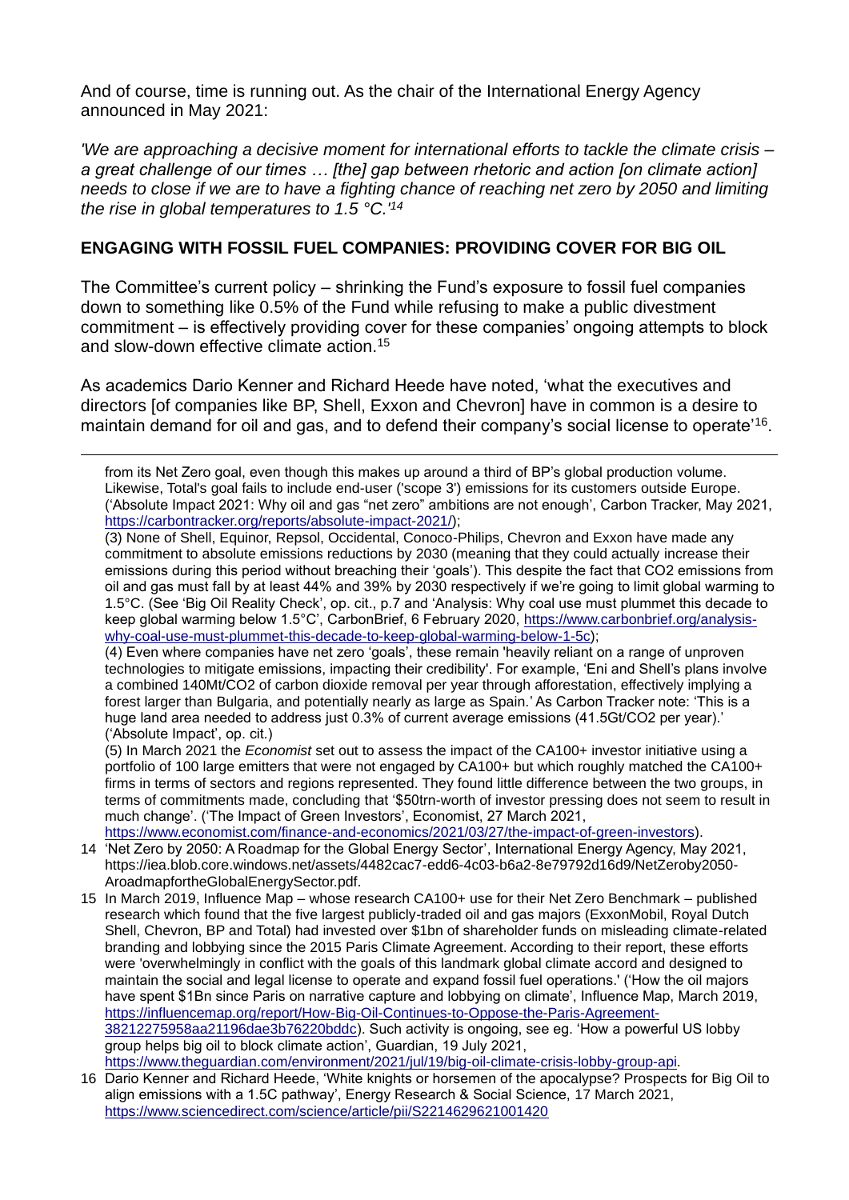And of course, time is running out. As the chair of the International Energy Agency announced in May 2021:

*'We are approaching a decisive moment for international efforts to tackle the climate crisis – a great challenge of our times … [the] gap between rhetoric and action [on climate action] needs to close if we are to have a fighting chance of reaching net zero by 2050 and limiting the rise in global temperatures to 1.5 °C.'*[14]

## ENGAGING WITH FOSSIL FUEL COMPANIES: PROVIDING COVER FOR BIG OIL

The Committee's current policy – shrinking the Fund's exposure to fossil fuel companies down to something like 0.5% of the Fund while refusing to make a public divestment commitment – is effectively providing cover for these companies' ongoing attempts to block and slow-down effective climate action.[15]

As academics Dario Kenner and Richard Heede have noted, 'what the executives and directors [of companies like BP, Shell, Exxon and Chevron] have in common is a desire to maintain demand for oil and gas, and to defend their company's social license to operate'[16].

---

from its Net Zero goal, even though this makes up around a third of BP's global production volume. Likewise, Total's goal fails to include end-user ('scope 3') emissions for its customers outside Europe. ('Absolute Impact 2021: Why oil and gas "net zero" ambitions are not enough', Carbon Tracker, May 2021, https://carbontracker.org/reports/absolute-impact-2021/);

(3) None of Shell, Equinor, Repsol, Occidental, Conoco-Philips, Chevron and Exxon have made any commitment to absolute emissions reductions by 2030 (meaning that they could actually increase their emissions during this period without breaching their 'goals'). This despite the fact that $CO_2$ emissions from oil and gas must fall by at least 44% and 39% by 2030 respectively if we're going to limit global warming to 1.5°C. (See 'Big Oil Reality Check', op. cit., p.7 and 'Analysis: Why coal use must plummet this decade to keep global warming below 1.5°C', CarbonBrief, 6 February 2020, https://www.carbonbrief.org/analysis-why-coal-use-must-plummet-this-decade-to-keep-global-warming-below-1-5c);

(4) Even where companies have net zero 'goals', these remain 'heavily reliant on a range of unproven technologies to mitigate emissions, impacting their credibility'. For example, 'Eni and Shell's plans involve a combined 140Mt/CO2 of carbon dioxide removal per year through afforestation, effectively implying a forest larger than Bulgaria, and potentially nearly as large as Spain.' As Carbon Tracker note: 'This is a huge land area needed to address just 0.3% of current average emissions (41.5Gt/CO2 per year).' ('Absolute Impact', op. cit.)

(5) In March 2021 the *Economist* set out to assess the impact of the CA100+ investor initiative using a portfolio of 100 large emitters that were not engaged by CA100+ but which roughly matched the CA100+ firms in terms of sectors and regions represented. They found little difference between the two groups, in terms of commitments made, concluding that '$50trn-worth of investor pressing does not seem to result in much change'. ('The Impact of Green Investors', Economist, 27 March 2021, https://www.economist.com/finance-and-economics/2021/03/27/the-impact-of-green-investors).

14 'Net Zero by 2050: A Roadmap for the Global Energy Sector', International Energy Agency, May 2021, https://iea.blob.core.windows.net/assets/4482cac7-edd6-4c03-b6a2-8e79792d16d9/NetZeroby2050-AroadmapfortheGlobalEnergySector.pdf.

15 In March 2019, Influence Map – whose research CA100+ use for their Net Zero Benchmark – published research which found that the five largest publicly-traded oil and gas majors (ExxonMobil, Royal Dutch Shell, Chevron, BP and Total) had invested over $1bn of shareholder funds on misleading climate-related branding and lobbying since the 2015 Paris Climate Agreement. According to their report, these efforts were 'overwhelmingly in conflict with the goals of this landmark global climate accord and designed to maintain the social and legal license to operate and expand fossil fuel operations.' ('How the oil majors have spent $1Bn since Paris on narrative capture and lobbying on climate', Influence Map, March 2019, https://influencemap.org/report/How-Big-Oil-Continues-to-Oppose-the-Paris-Agreement-38212275958aa21196dae3b76220bddc). Such activity is ongoing, see eg. 'How a powerful US lobby group helps big oil to block climate action', Guardian, 19 July 2021, https://www.theguardian.com/environment/2021/jul/19/big-oil-climate-crisis-lobby-group-api.

16 Dario Kenner and Richard Heede, 'White knights or horsemen of the apocalypse? Prospects for Big Oil to align emissions with a 1.5C pathway', Energy Research & Social Science, 17 March 2021, https://www.sciencedirect.com/science/article/pii/S2214629621001420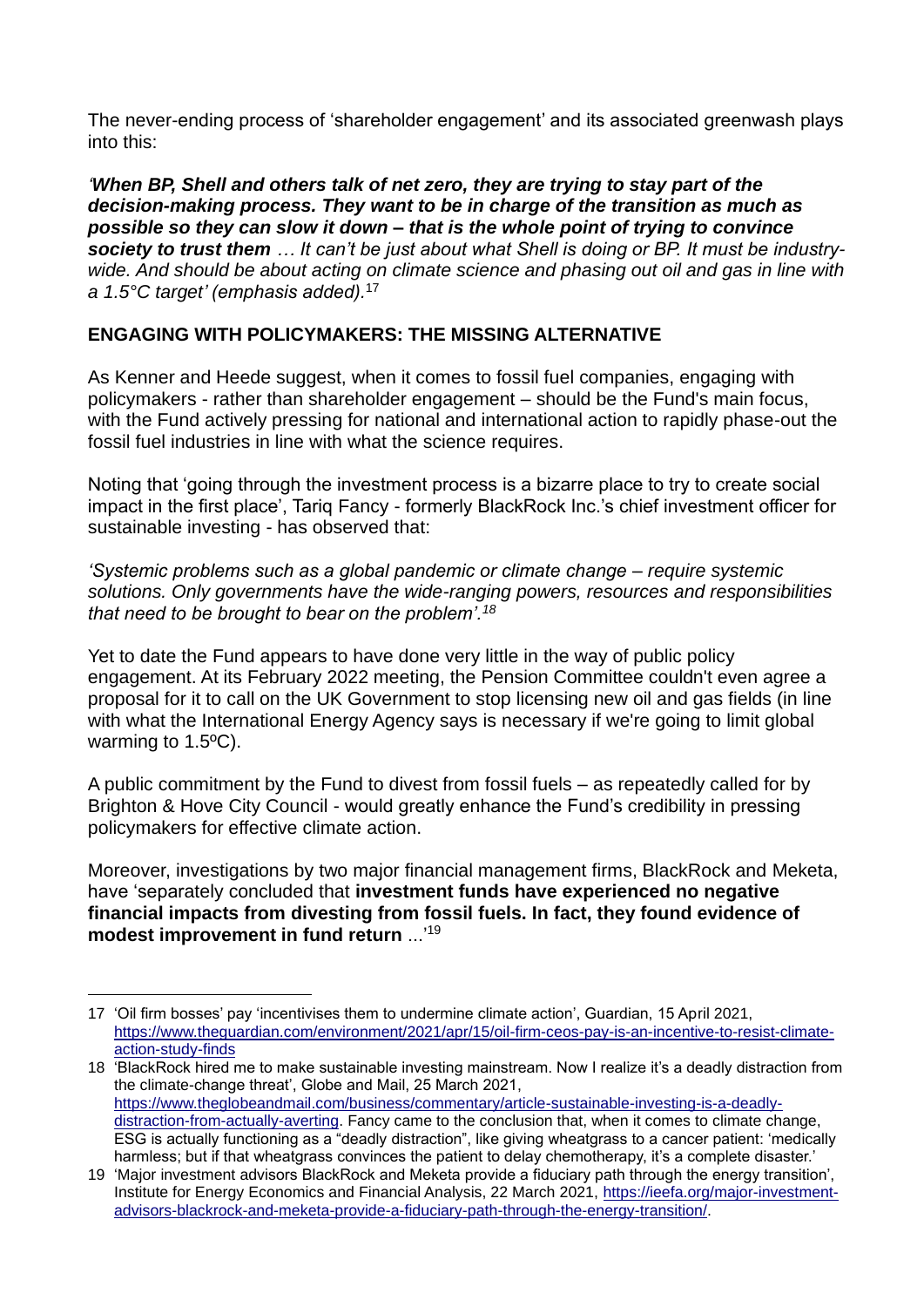The never-ending process of 'shareholder engagement' and its associated greenwash plays into this:

*'**When BP, Shell and others talk of net zero, they are trying to stay part of the decision-making process. They want to be in charge of the transition as much as possible so they can slow it down – that is the whole point of trying to convince society to trust them** … It can't be just about what Shell is doing or BP. It must be industry-wide. And should be about acting on climate science and phasing out oil and gas in line with a 1.5°C target' (emphasis added).*[17]

## ENGAGING WITH POLICYMAKERS: THE MISSING ALTERNATIVE

As Kenner and Heede suggest, when it comes to fossil fuel companies, engaging with policymakers - rather than shareholder engagement – should be the Fund's main focus, with the Fund actively pressing for national and international action to rapidly phase-out the fossil fuel industries in line with what the science requires.

Noting that 'going through the investment process is a bizarre place to try to create social impact in the first place', Tariq Fancy - formerly BlackRock Inc.'s chief investment officer for sustainable investing - has observed that:

*'Systemic problems such as a global pandemic or climate change – require systemic solutions. Only governments have the wide-ranging powers, resources and responsibilities that need to be brought to bear on the problem'.*[18]

Yet to date the Fund appears to have done very little in the way of public policy engagement. At its February 2022 meeting, the Pension Committee couldn't even agree a proposal for it to call on the UK Government to stop licensing new oil and gas fields (in line with what the International Energy Agency says is necessary if we're going to limit global warming to 1.5ºC).

A public commitment by the Fund to divest from fossil fuels – as repeatedly called for by Brighton & Hove City Council - would greatly enhance the Fund's credibility in pressing policymakers for effective climate action.

Moreover, investigations by two major financial management firms, BlackRock and Meketa, have 'separately concluded that **investment funds have experienced no negative financial impacts from divesting from fossil fuels. In fact, they found evidence of modest improvement in fund return** ...'[19]

---

17 'Oil firm bosses' pay 'incentivises them to undermine climate action', Guardian, 15 April 2021, https://www.theguardian.com/environment/2021/apr/15/oil-firm-ceos-pay-is-an-incentive-to-resist-climate-action-study-finds

18 'BlackRock hired me to make sustainable investing mainstream. Now I realize it's a deadly distraction from the climate-change threat', Globe and Mail, 25 March 2021, https://www.theglobeandmail.com/business/commentary/article-sustainable-investing-is-a-deadly-distraction-from-actually-averting. Fancy came to the conclusion that, when it comes to climate change, ESG is actually functioning as a "deadly distraction", like giving wheatgrass to a cancer patient: 'medically harmless; but if that wheatgrass convinces the patient to delay chemotherapy, it's a complete disaster.'

19 'Major investment advisors BlackRock and Meketa provide a fiduciary path through the energy transition', Institute for Energy Economics and Financial Analysis, 22 March 2021, https://ieefa.org/major-investment-advisors-blackrock-and-meketa-provide-a-fiduciary-path-through-the-energy-transition/.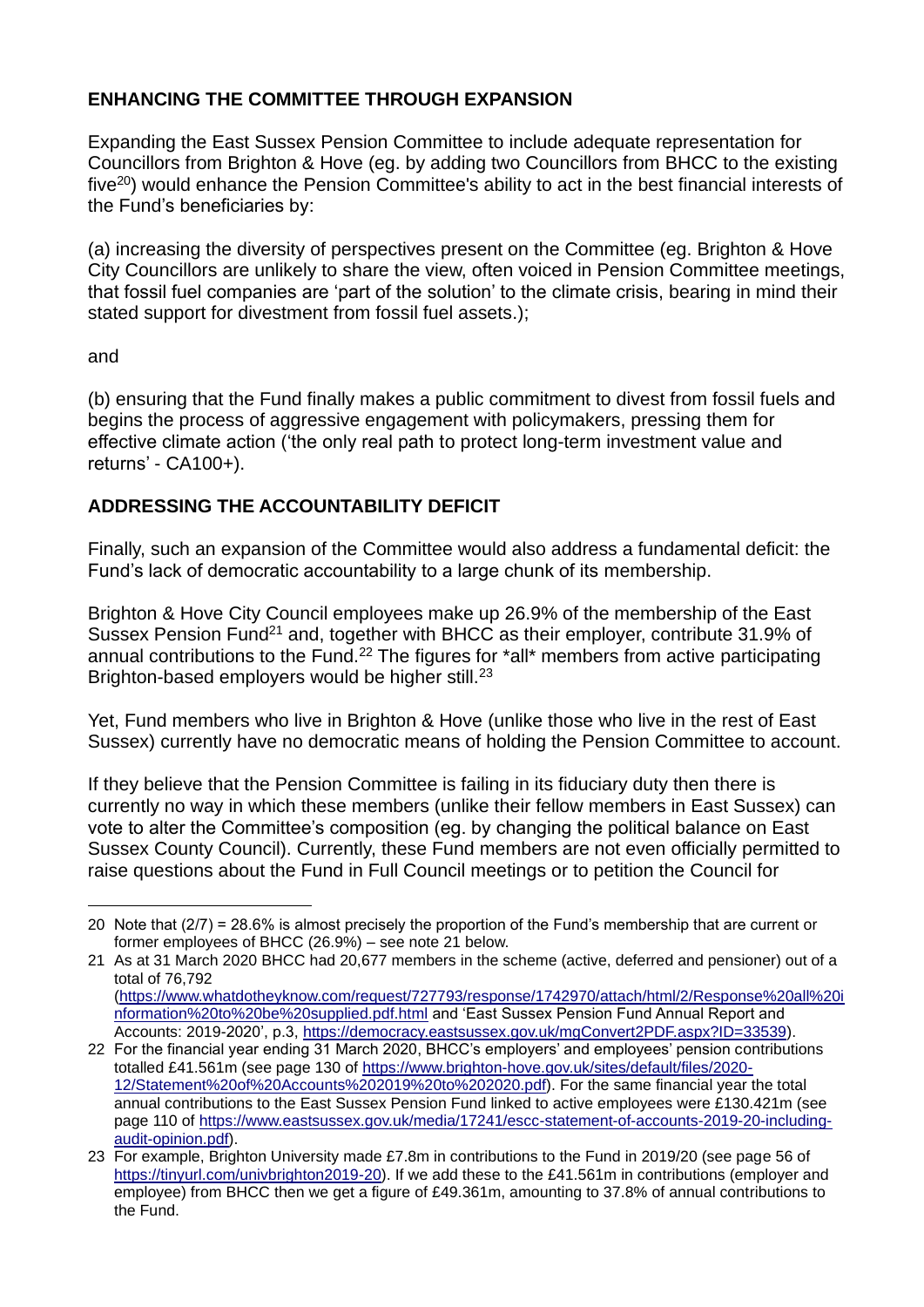## ENHANCING THE COMMITTEE THROUGH EXPANSION

Expanding the East Sussex Pension Committee to include adequate representation for Councillors from Brighton & Hove (eg. by adding two Councillors from BHCC to the existing five[20]) would enhance the Pension Committee's ability to act in the best financial interests of the Fund's beneficiaries by:

(a) increasing the diversity of perspectives present on the Committee (eg. Brighton & Hove City Councillors are unlikely to share the view, often voiced in Pension Committee meetings, that fossil fuel companies are 'part of the solution' to the climate crisis, bearing in mind their stated support for divestment from fossil fuel assets.);

and

(b) ensuring that the Fund finally makes a public commitment to divest from fossil fuels and begins the process of aggressive engagement with policymakers, pressing them for effective climate action ('the only real path to protect long-term investment value and returns' - CA100+).

## ADDRESSING THE ACCOUNTABILITY DEFICIT

Finally, such an expansion of the Committee would also address a fundamental deficit: the Fund's lack of democratic accountability to a large chunk of its membership.

Brighton & Hove City Council employees make up 26.9% of the membership of the East Sussex Pension Fund[21] and, together with BHCC as their employer, contribute 31.9% of annual contributions to the Fund.[22] The figures for *all* members from active participating Brighton-based employers would be higher still.[23]

Yet, Fund members who live in Brighton & Hove (unlike those who live in the rest of East Sussex) currently have no democratic means of holding the Pension Committee to account.

If they believe that the Pension Committee is failing in its fiduciary duty then there is currently no way in which these members (unlike their fellow members in East Sussex) can vote to alter the Committee's composition (eg. by changing the political balance on East Sussex County Council). Currently, these Fund members are not even officially permitted to raise questions about the Fund in Full Council meetings or to petition the Council for

---

20 Note that (2/7) = 28.6% is almost precisely the proportion of the Fund's membership that are current or former employees of BHCC (26.9%) – see note 21 below.

21 As at 31 March 2020 BHCC had 20,677 members in the scheme (active, deferred and pensioner) out of a total of 76,792 (https://www.whatdotheyknow.com/request/727793/response/1742970/attach/html/2/Response%20all%20information%20to%20be%20supplied.pdf.html and 'East Sussex Pension Fund Annual Report and Accounts: 2019-2020', p.3, https://democracy.eastsussex.gov.uk/mgConvert2PDF.aspx?ID=33539).

22 For the financial year ending 31 March 2020, BHCC's employers' and employees' pension contributions totalled £41.561m (see page 130 of https://www.brighton-hove.gov.uk/sites/default/files/2020-12/Statement%20of%20Accounts%202019%20to%202020.pdf). For the same financial year the total annual contributions to the East Sussex Pension Fund linked to active employees were £130.421m (see page 110 of https://www.eastsussex.gov.uk/media/17241/escc-statement-of-accounts-2019-20-including-audit-opinion.pdf).

23 For example, Brighton University made £7.8m in contributions to the Fund in 2019/20 (see page 56 of https://tinyurl.com/univbrighton2019-20). If we add these to the £41.561m in contributions (employer and employee) from BHCC then we get a figure of £49.361m, amounting to 37.8% of annual contributions to the Fund.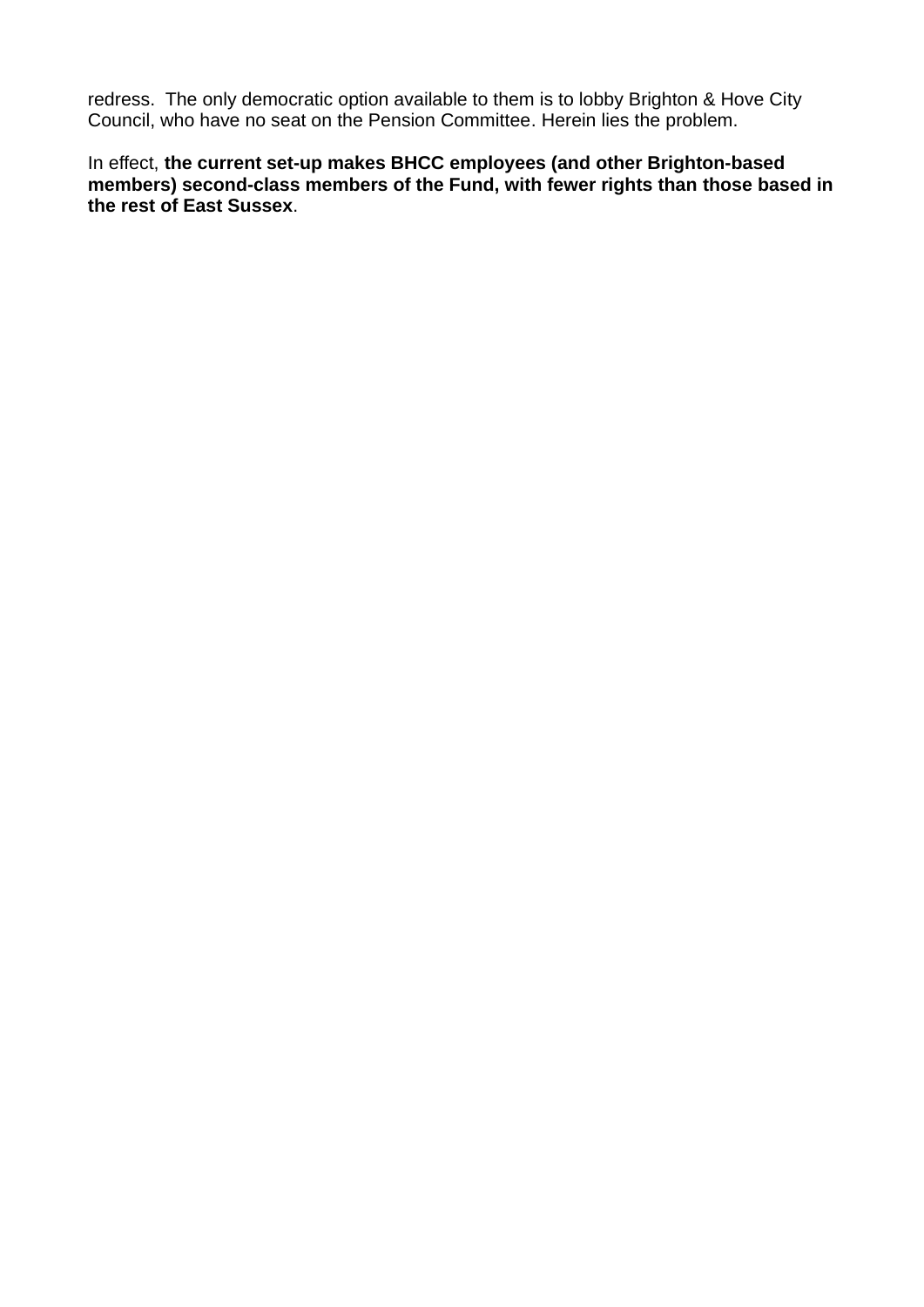redress. The only democratic option available to them is to lobby Brighton & Hove City Council, who have no seat on the Pension Committee. Herein lies the problem.

In effect, **the current set-up makes BHCC employees (and other Brighton-based members) second-class members of the Fund, with fewer rights than those based in the rest of East Sussex**.